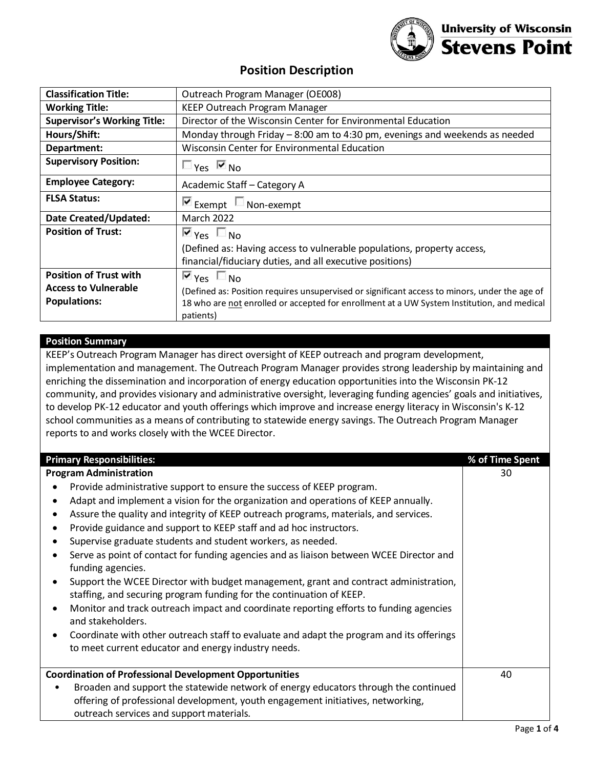University of Wisconsin Stevens Point

# Position Description

| | |
|---|---|
| **Classification Title:** | Outreach Program Manager (OE008) |
| **Working Title:** | KEEP Outreach Program Manager |
| **Supervisor's Working Title:** | Director of the Wisconsin Center for Environmental Education |
| **Hours/Shift:** | Monday through Friday – 8:00 am to 4:30 pm, evenings and weekends as needed |
| **Department:** | Wisconsin Center for Environmental Education |
| **Supervisory Position:** | ☐ Yes ☑ No |
| **Employee Category:** | Academic Staff – Category A |
| **FLSA Status:** | ☑ Exempt ☐ Non-exempt |
| **Date Created/Updated:** | March 2022 |
| **Position of Trust:** | ☑ Yes ☐ No (Defined as: Having access to vulnerable populations, property access, financial/fiduciary duties, and all executive positions) |
| **Position of Trust with Access to Vulnerable Populations:** | ☑ Yes ☐ No (Defined as: Position requires unsupervised or significant access to minors, under the age of 18 who are not enrolled or accepted for enrollment at a UW System Institution, and medical patients) |

## Position Summary

KEEP's Outreach Program Manager has direct oversight of KEEP outreach and program development, implementation and management. The Outreach Program Manager provides strong leadership by maintaining and enriching the dissemination and incorporation of energy education opportunities into the Wisconsin PK-12 community, and provides visionary and administrative oversight, leveraging funding agencies' goals and initiatives, to develop PK-12 educator and youth offerings which improve and increase energy literacy in Wisconsin's K-12 school communities as a means of contributing to statewide energy savings. The Outreach Program Manager reports to and works closely with the WCEE Director.

| Primary Responsibilities: | % of Time Spent |
|---|---|
| **Program Administration**<br>• Provide administrative support to ensure the success of KEEP program.<br>• Adapt and implement a vision for the organization and operations of KEEP annually.<br>• Assure the quality and integrity of KEEP outreach programs, materials, and services.<br>• Provide guidance and support to KEEP staff and ad hoc instructors.<br>• Supervise graduate students and student workers, as needed.<br>• Serve as point of contact for funding agencies and as liaison between WCEE Director and funding agencies.<br>• Support the WCEE Director with budget management, grant and contract administration, staffing, and securing program funding for the continuation of KEEP.<br>• Monitor and track outreach impact and coordinate reporting efforts to funding agencies and stakeholders.<br>• Coordinate with other outreach staff to evaluate and adapt the program and its offerings to meet current educator and energy industry needs. | 30 |
| **Coordination of Professional Development Opportunities**<br>• Broaden and support the statewide network of energy educators through the continued offering of professional development, youth engagement initiatives, networking, outreach services and support materials. | 40 |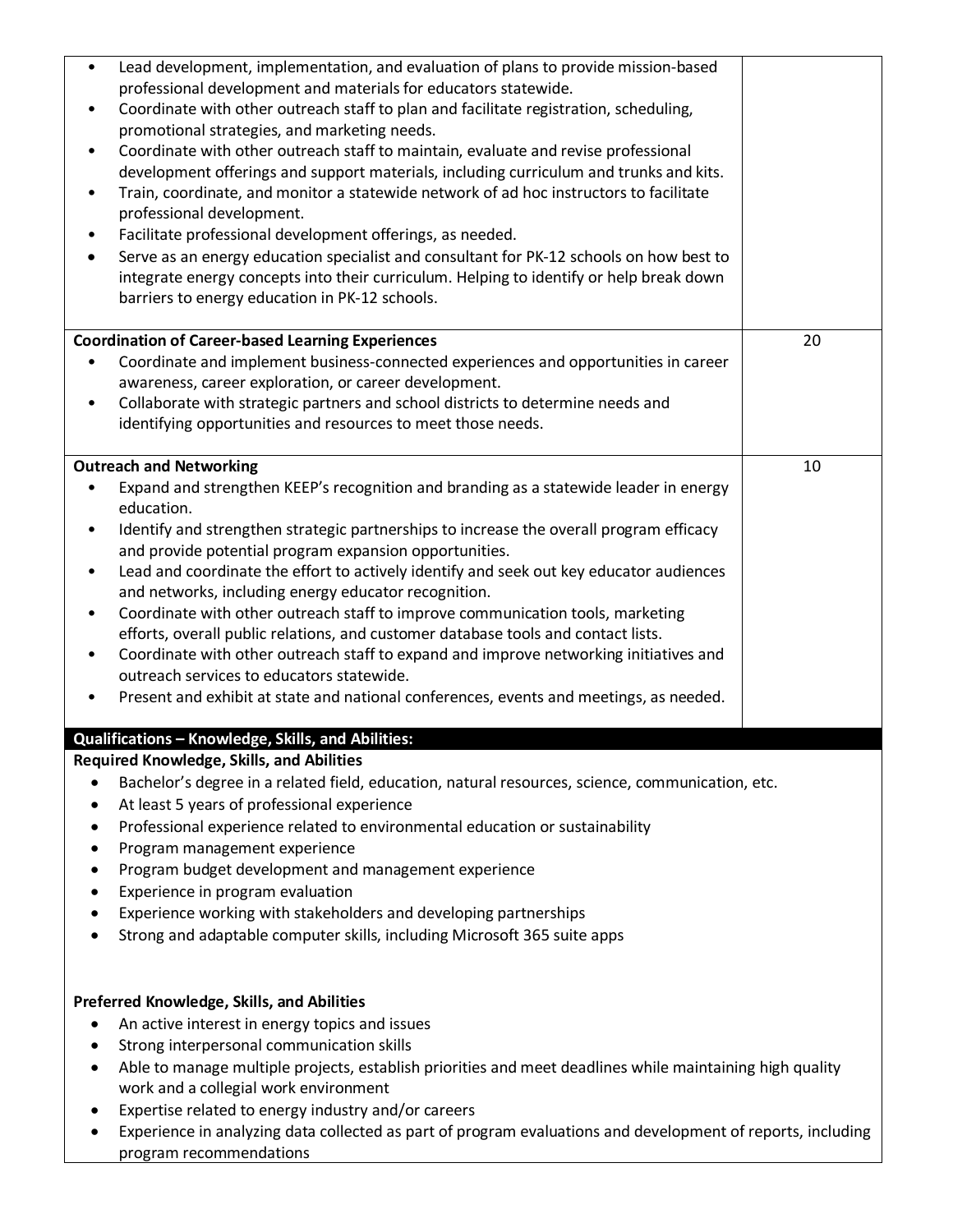| | |
|---|---|
| • Lead development, implementation, and evaluation of plans to provide mission-based professional development and materials for educators statewide.<br>• Coordinate with other outreach staff to plan and facilitate registration, scheduling, promotional strategies, and marketing needs.<br>• Coordinate with other outreach staff to maintain, evaluate and revise professional development offerings and support materials, including curriculum and trunks and kits.<br>• Train, coordinate, and monitor a statewide network of ad hoc instructors to facilitate professional development.<br>• Facilitate professional development offerings, as needed.<br>• Serve as an energy education specialist and consultant for PK-12 schools on how best to integrate energy concepts into their curriculum. Helping to identify or help break down barriers to energy education in PK-12 schools. | |
| **Coordination of Career-based Learning Experiences**<br>• Coordinate and implement business-connected experiences and opportunities in career awareness, career exploration, or career development.<br>• Collaborate with strategic partners and school districts to determine needs and identifying opportunities and resources to meet those needs. | 20 |
| **Outreach and Networking**<br>• Expand and strengthen KEEP's recognition and branding as a statewide leader in energy education.<br>• Identify and strengthen strategic partnerships to increase the overall program efficacy and provide potential program expansion opportunities.<br>• Lead and coordinate the effort to actively identify and seek out key educator audiences and networks, including energy educator recognition.<br>• Coordinate with other outreach staff to improve communication tools, marketing efforts, overall public relations, and customer database tools and contact lists.<br>• Coordinate with other outreach staff to expand and improve networking initiatives and outreach services to educators statewide.<br>• Present and exhibit at state and national conferences, events and meetings, as needed. | 10 |

## Qualifications – Knowledge, Skills, and Abilities:

**Required Knowledge, Skills, and Abilities**

- Bachelor's degree in a related field, education, natural resources, science, communication, etc.
- At least 5 years of professional experience
- Professional experience related to environmental education or sustainability
- Program management experience
- Program budget development and management experience
- Experience in program evaluation
- Experience working with stakeholders and developing partnerships
- Strong and adaptable computer skills, including Microsoft 365 suite apps

**Preferred Knowledge, Skills, and Abilities**

- An active interest in energy topics and issues
- Strong interpersonal communication skills
- Able to manage multiple projects, establish priorities and meet deadlines while maintaining high quality work and a collegial work environment
- Expertise related to energy industry and/or careers
- Experience in analyzing data collected as part of program evaluations and development of reports, including program recommendations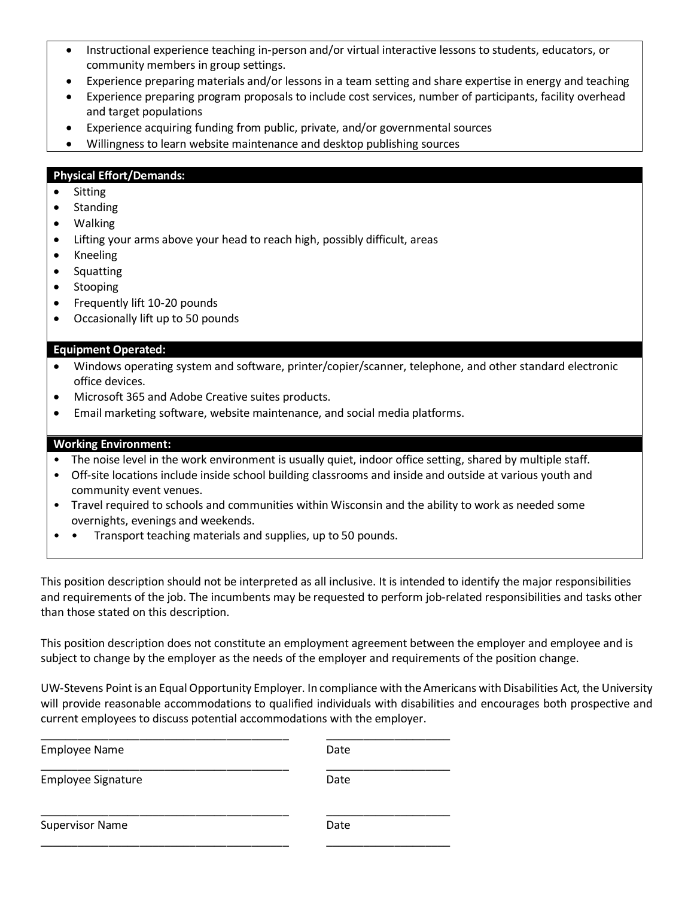- Instructional experience teaching in-person and/or virtual interactive lessons to students, educators, or community members in group settings.
- Experience preparing materials and/or lessons in a team setting and share expertise in energy and teaching
- Experience preparing program proposals to include cost services, number of participants, facility overhead and target populations
- Experience acquiring funding from public, private, and/or governmental sources
- Willingness to learn website maintenance and desktop publishing sources

**Physical Effort/Demands:**

- Sitting
- Standing
- Walking
- Lifting your arms above your head to reach high, possibly difficult, areas
- Kneeling
- Squatting
- Stooping
- Frequently lift 10-20 pounds
- Occasionally lift up to 50 pounds

**Equipment Operated:**

- Windows operating system and software, printer/copier/scanner, telephone, and other standard electronic office devices.
- Microsoft 365 and Adobe Creative suites products.
- Email marketing software, website maintenance, and social media platforms.

**Working Environment:**

- The noise level in the work environment is usually quiet, indoor office setting, shared by multiple staff.
- Off-site locations include inside school building classrooms and inside and outside at various youth and community event venues.
- Travel required to schools and communities within Wisconsin and the ability to work as needed some overnights, evenings and weekends.
- • Transport teaching materials and supplies, up to 50 pounds.

This position description should not be interpreted as all inclusive. It is intended to identify the major responsibilities and requirements of the job. The incumbents may be requested to perform job-related responsibilities and tasks other than those stated on this description.

This position description does not constitute an employment agreement between the employer and employee and is subject to change by the employer as the needs of the employer and requirements of the position change.

UW-Stevens Point is an Equal Opportunity Employer. In compliance with the Americans with Disabilities Act, the University will provide reasonable accommodations to qualified individuals with disabilities and encourages both prospective and current employees to discuss potential accommodations with the employer.

| | |
|---|---|
| ________________________________________ | ____________________ |
| Employee Name | Date |
| ________________________________________ | ____________________ |
| Employee Signature | Date |
| ________________________________________ | ____________________ |
| Supervisor Name | Date |
| ________________________________________ | ____________________ |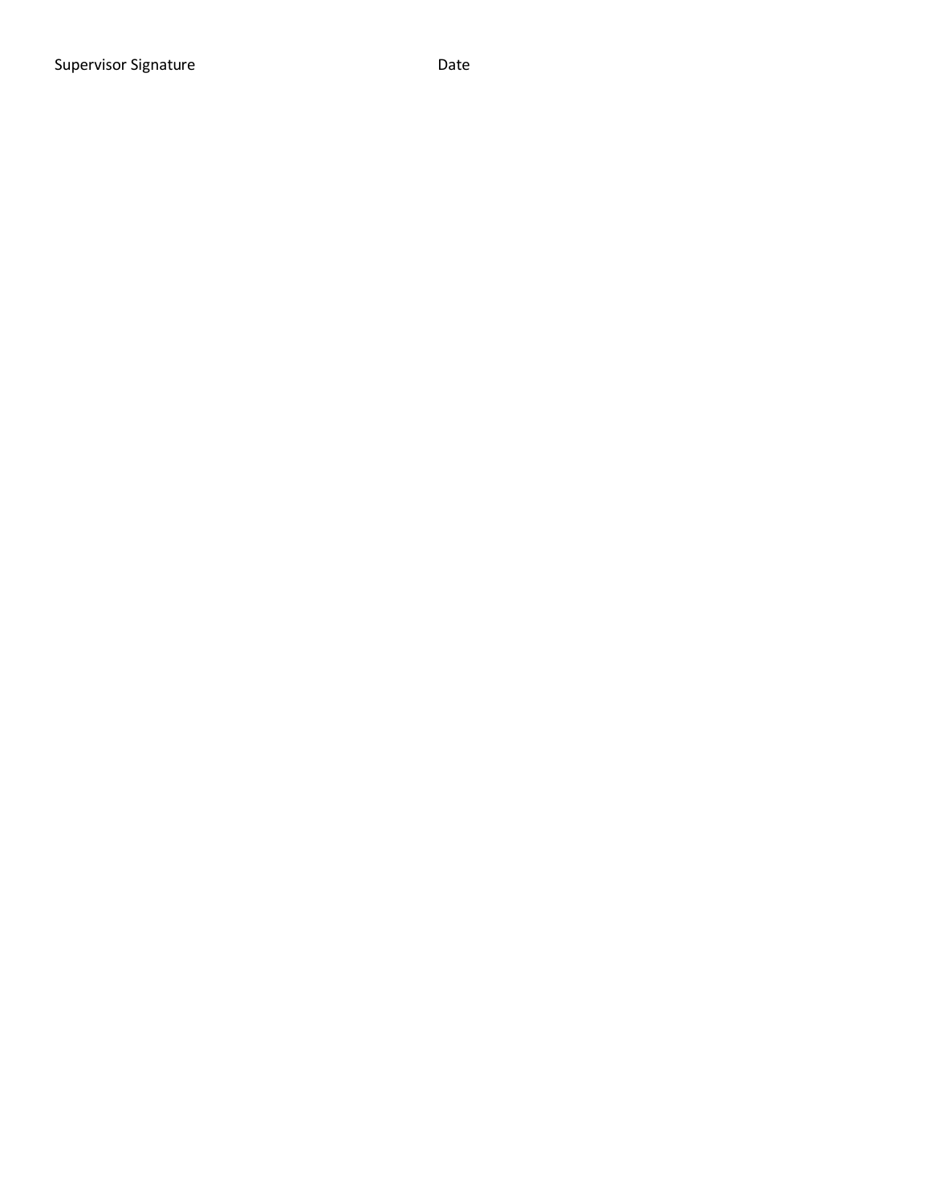Supervisor Signature Date